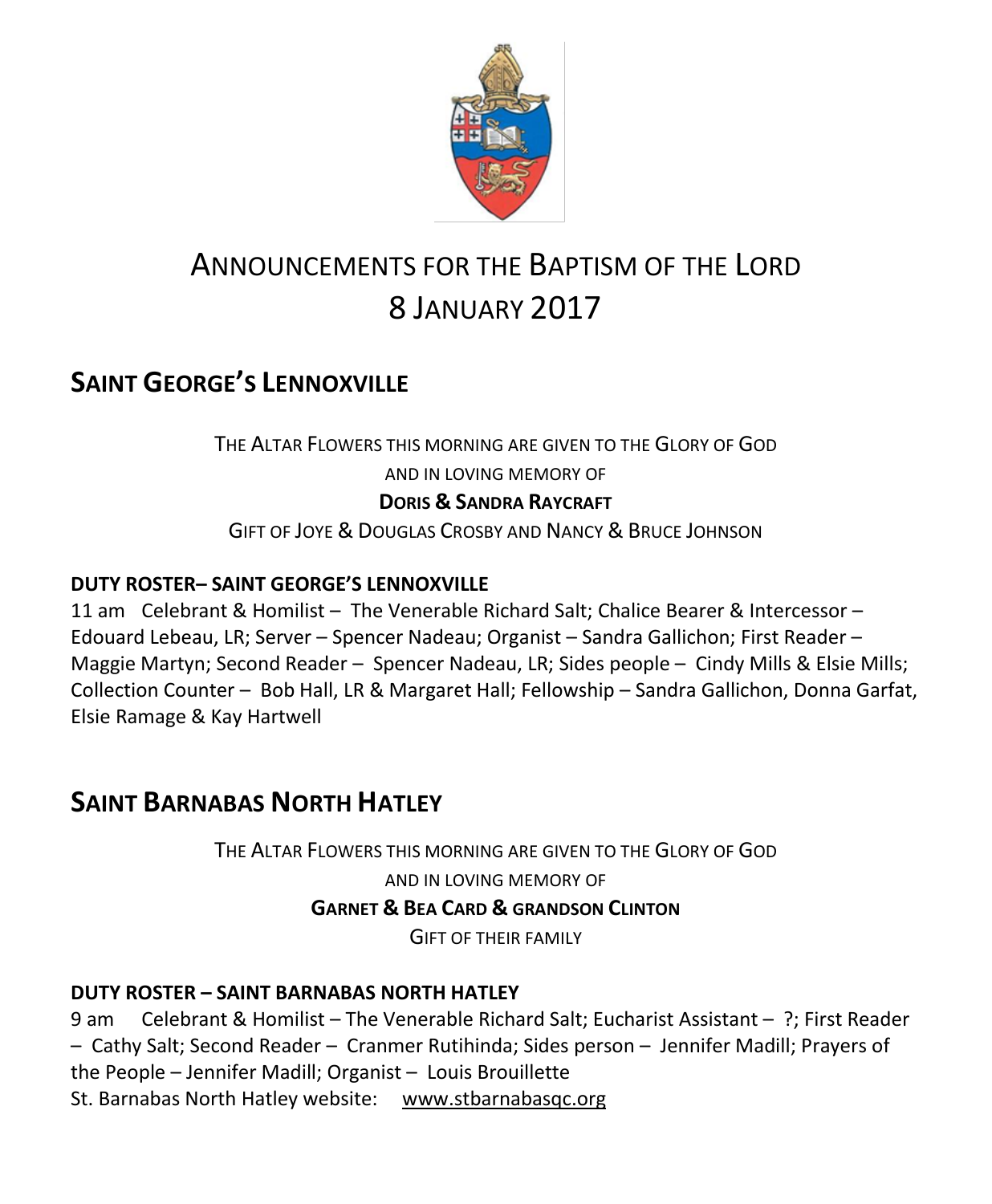# ANNOUNCEMENTS FOR THE BAPTISM OF THE LORD
# 8 JANUARY 2017

## SAINT GEORGE'S LENNOXVILLE

THE ALTAR FLOWERS THIS MORNING ARE GIVEN TO THE GLORY OF GOD
AND IN LOVING MEMORY OF
**DORIS & SANDRA RAYCRAFT**
GIFT OF JOYE & DOUGLAS CROSBY AND NANCY & BRUCE JOHNSON

### DUTY ROSTER– SAINT GEORGE'S LENNOXVILLE

11 am Celebrant & Homilist – The Venerable Richard Salt; Chalice Bearer & Intercessor – Edouard Lebeau, LR; Server – Spencer Nadeau; Organist – Sandra Gallichon; First Reader – Maggie Martyn; Second Reader – Spencer Nadeau, LR; Sides people – Cindy Mills & Elsie Mills; Collection Counter – Bob Hall, LR & Margaret Hall; Fellowship – Sandra Gallichon, Donna Garfat, Elsie Ramage & Kay Hartwell

## SAINT BARNABAS NORTH HATLEY

THE ALTAR FLOWERS THIS MORNING ARE GIVEN TO THE GLORY OF GOD
AND IN LOVING MEMORY OF
**GARNET & BEA CARD & GRANDSON CLINTON**
GIFT OF THEIR FAMILY

### DUTY ROSTER – SAINT BARNABAS NORTH HATLEY

9 am Celebrant & Homilist – The Venerable Richard Salt; Eucharist Assistant – ?; First Reader – Cathy Salt; Second Reader – Cranmer Rutihinda; Sides person – Jennifer Madill; Prayers of the People – Jennifer Madill; Organist – Louis Brouillette

St. Barnabas North Hatley website: www.stbarnabasqc.org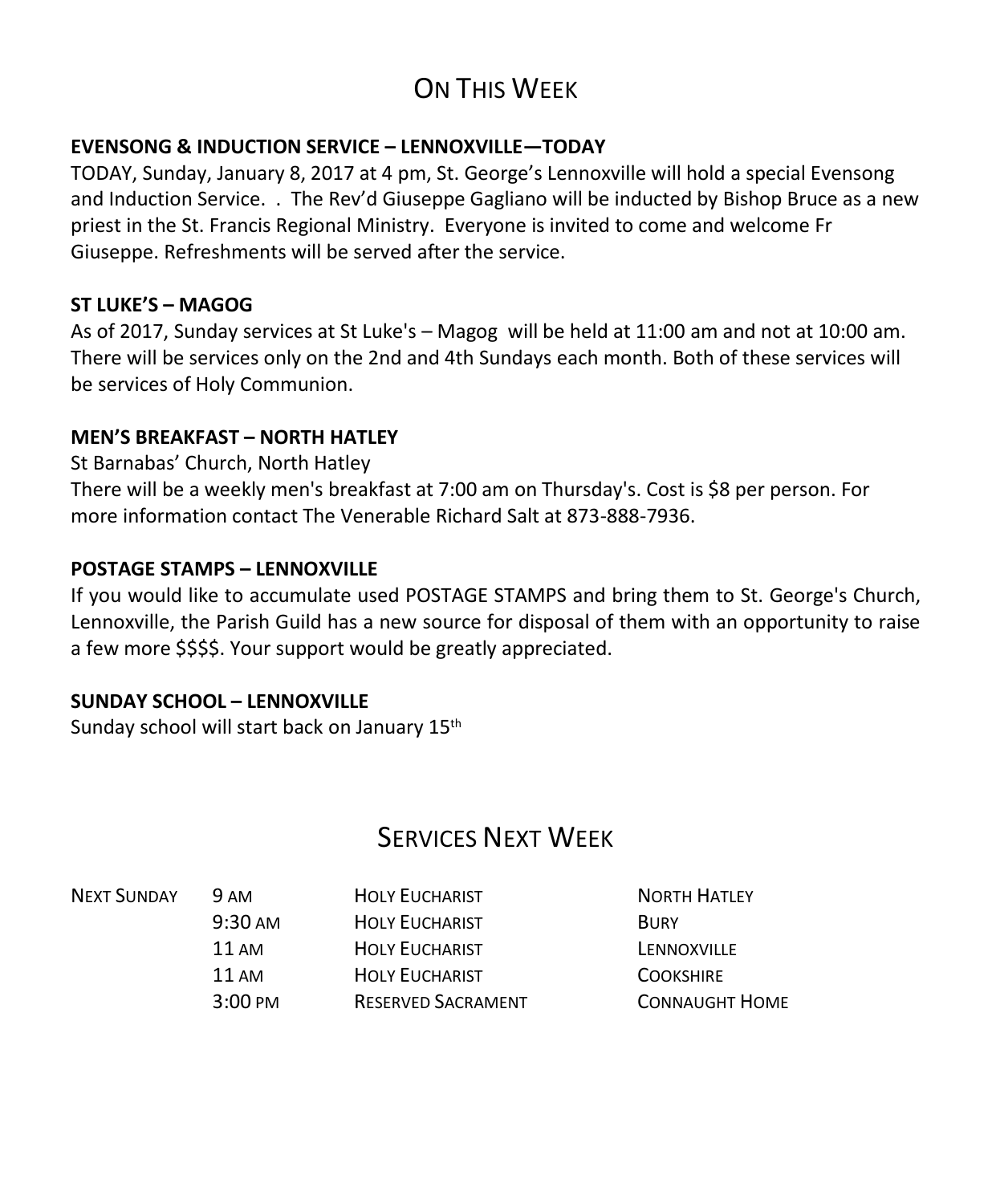# On This Week

**EVENSONG & INDUCTION SERVICE – LENNOXVILLE—TODAY**

TODAY, Sunday, January 8, 2017 at 4 pm, St. George's Lennoxville will hold a special Evensong and Induction Service. . The Rev'd Giuseppe Gagliano will be inducted by Bishop Bruce as a new priest in the St. Francis Regional Ministry. Everyone is invited to come and welcome Fr Giuseppe. Refreshments will be served after the service.

**ST LUKE'S – MAGOG**

As of 2017, Sunday services at St Luke's – Magog will be held at 11:00 am and not at 10:00 am. There will be services only on the 2nd and 4th Sundays each month. Both of these services will be services of Holy Communion.

**MEN'S BREAKFAST – NORTH HATLEY**

St Barnabas' Church, North Hatley

There will be a weekly men's breakfast at 7:00 am on Thursday's. Cost is $8 per person. For more information contact The Venerable Richard Salt at 873-888-7936.

**POSTAGE STAMPS – LENNOXVILLE**

If you would like to accumulate used POSTAGE STAMPS and bring them to St. George's Church, Lennoxville, the Parish Guild has a new source for disposal of them with an opportunity to raise a few more $$$$. Your support would be greatly appreciated.

**SUNDAY SCHOOL – LENNOXVILLE**

Sunday school will start back on January 15th

# Services Next Week

| | | | |
|---|---|---|---|
| Next Sunday | 9 AM | Holy Eucharist | North Hatley |
| | 9:30 AM | Holy Eucharist | Bury |
| | 11 AM | Holy Eucharist | Lennoxville |
| | 11 AM | Holy Eucharist | Cookshire |
| | 3:00 PM | Reserved Sacrament | Connaught Home |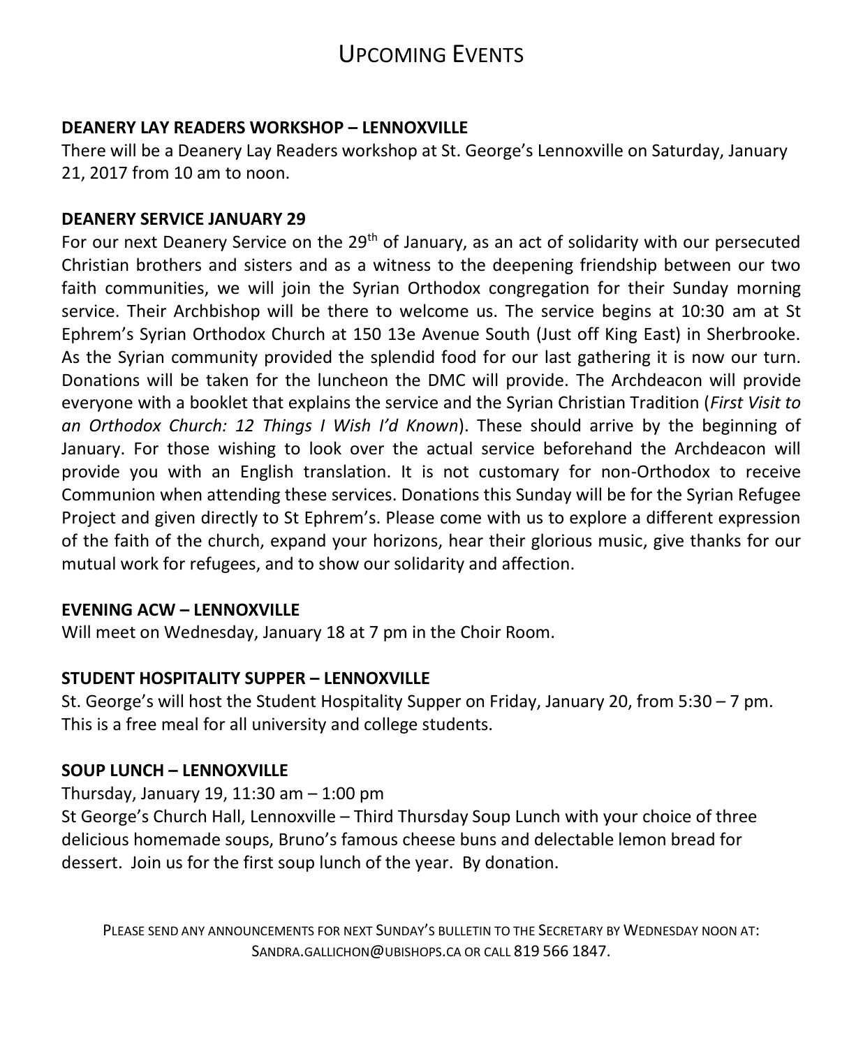# Upcoming Events

**DEANERY LAY READERS WORKSHOP – LENNOXVILLE**

There will be a Deanery Lay Readers workshop at St. George's Lennoxville on Saturday, January 21, 2017 from 10 am to noon.

**DEANERY SERVICE JANUARY 29**

For our next Deanery Service on the 29th of January, as an act of solidarity with our persecuted Christian brothers and sisters and as a witness to the deepening friendship between our two faith communities, we will join the Syrian Orthodox congregation for their Sunday morning service. Their Archbishop will be there to welcome us. The service begins at 10:30 am at St Ephrem's Syrian Orthodox Church at 150 13e Avenue South (Just off King East) in Sherbrooke. As the Syrian community provided the splendid food for our last gathering it is now our turn. Donations will be taken for the luncheon the DMC will provide. The Archdeacon will provide everyone with a booklet that explains the service and the Syrian Christian Tradition (*First Visit to an Orthodox Church: 12 Things I Wish I'd Known*). These should arrive by the beginning of January. For those wishing to look over the actual service beforehand the Archdeacon will provide you with an English translation. It is not customary for non-Orthodox to receive Communion when attending these services. Donations this Sunday will be for the Syrian Refugee Project and given directly to St Ephrem's. Please come with us to explore a different expression of the faith of the church, expand your horizons, hear their glorious music, give thanks for our mutual work for refugees, and to show our solidarity and affection.

**EVENING ACW – LENNOXVILLE**

Will meet on Wednesday, January 18 at 7 pm in the Choir Room.

**STUDENT HOSPITALITY SUPPER – LENNOXVILLE**

St. George's will host the Student Hospitality Supper on Friday, January 20, from 5:30 – 7 pm. This is a free meal for all university and college students.

**SOUP LUNCH – LENNOXVILLE**

Thursday, January 19, 11:30 am – 1:00 pm

St George's Church Hall, Lennoxville – Third Thursday Soup Lunch with your choice of three delicious homemade soups, Bruno's famous cheese buns and delectable lemon bread for dessert. Join us for the first soup lunch of the year. By donation.

PLEASE SEND ANY ANNOUNCEMENTS FOR NEXT SUNDAY'S BULLETIN TO THE SECRETARY BY WEDNESDAY NOON AT: SANDRA.GALLICHON@UBISHOPS.CA OR CALL 819 566 1847.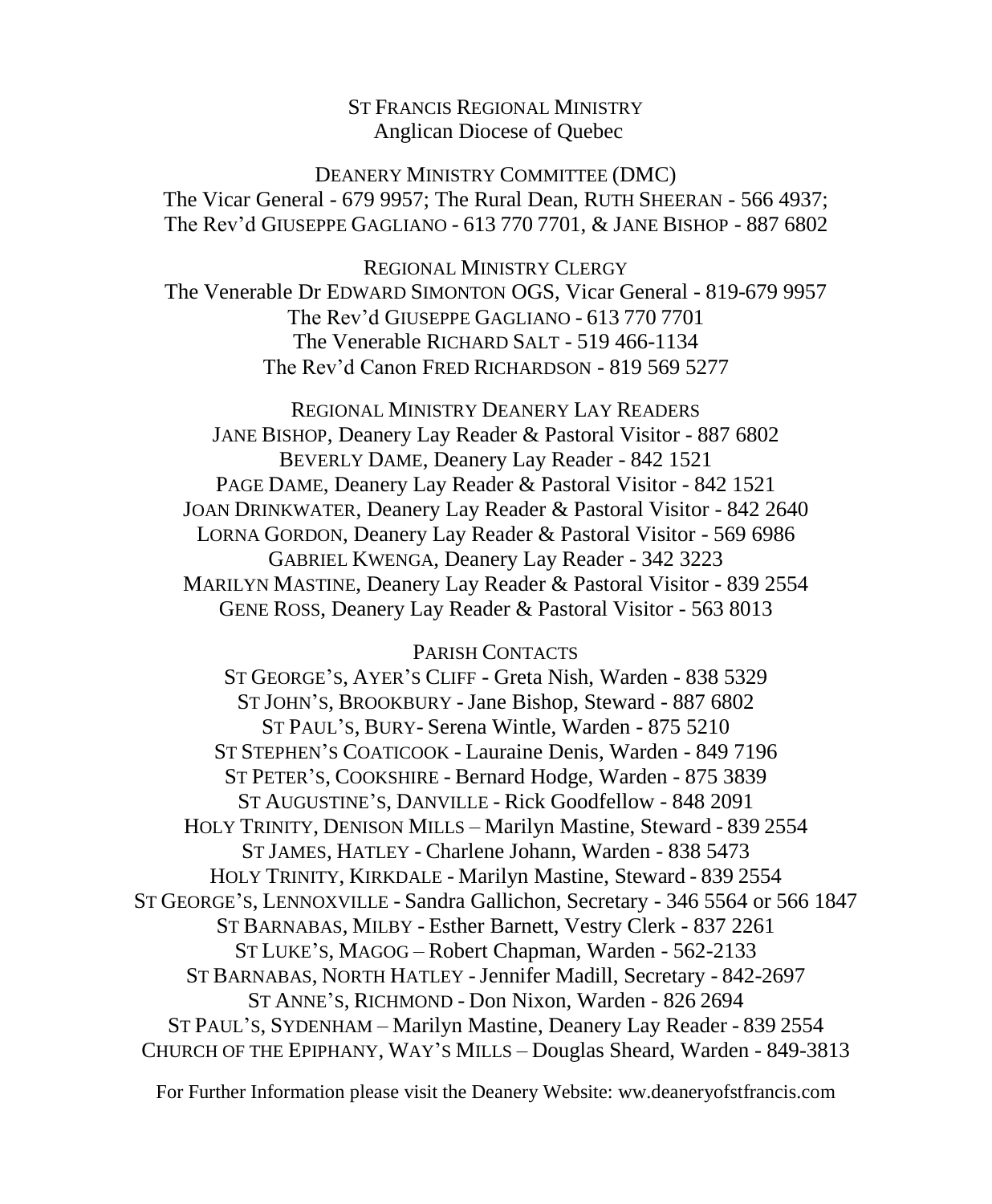# ST FRANCIS REGIONAL MINISTRY
Anglican Diocese of Quebec

## DEANERY MINISTRY COMMITTEE (DMC)

The Vicar General - 679 9957; The Rural Dean, RUTH SHEERAN - 566 4937;
The Rev'd GIUSEPPE GAGLIANO - 613 770 7701, & JANE BISHOP - 887 6802

## REGIONAL MINISTRY CLERGY

The Venerable Dr EDWARD SIMONTON OGS, Vicar General - 819-679 9957
The Rev'd GIUSEPPE GAGLIANO - 613 770 7701
The Venerable RICHARD SALT - 519 466-1134
The Rev'd Canon FRED RICHARDSON - 819 569 5277

## REGIONAL MINISTRY DEANERY LAY READERS

JANE BISHOP, Deanery Lay Reader & Pastoral Visitor - 887 6802
BEVERLY DAME, Deanery Lay Reader - 842 1521
PAGE DAME, Deanery Lay Reader & Pastoral Visitor - 842 1521
JOAN DRINKWATER, Deanery Lay Reader & Pastoral Visitor - 842 2640
LORNA GORDON, Deanery Lay Reader & Pastoral Visitor - 569 6986
GABRIEL KWENGA, Deanery Lay Reader - 342 3223
MARILYN MASTINE, Deanery Lay Reader & Pastoral Visitor - 839 2554
GENE ROSS, Deanery Lay Reader & Pastoral Visitor - 563 8013

## PARISH CONTACTS

ST GEORGE'S, AYER'S CLIFF - Greta Nish, Warden - 838 5329
ST JOHN'S, BROOKBURY - Jane Bishop, Steward - 887 6802
ST PAUL'S, BURY- Serena Wintle, Warden - 875 5210
ST STEPHEN'S COATICOOK - Lauraine Denis, Warden - 849 7196
ST PETER'S, COOKSHIRE - Bernard Hodge, Warden - 875 3839
ST AUGUSTINE'S, DANVILLE - Rick Goodfellow - 848 2091
HOLY TRINITY, DENISON MILLS – Marilyn Mastine, Steward - 839 2554
ST JAMES, HATLEY - Charlene Johann, Warden - 838 5473
HOLY TRINITY, KIRKDALE - Marilyn Mastine, Steward - 839 2554
ST GEORGE'S, LENNOXVILLE - Sandra Gallichon, Secretary - 346 5564 or 566 1847
ST BARNABAS, MILBY - Esther Barnett, Vestry Clerk - 837 2261
ST LUKE'S, MAGOG – Robert Chapman, Warden - 562-2133
ST BARNABAS, NORTH HATLEY - Jennifer Madill, Secretary - 842-2697
ST ANNE'S, RICHMOND - Don Nixon, Warden - 826 2694
ST PAUL'S, SYDENHAM – Marilyn Mastine, Deanery Lay Reader - 839 2554
CHURCH OF THE EPIPHANY, WAY'S MILLS – Douglas Sheard, Warden - 849-3813

For Further Information please visit the Deanery Website: ww.deaneryofstfrancis.com